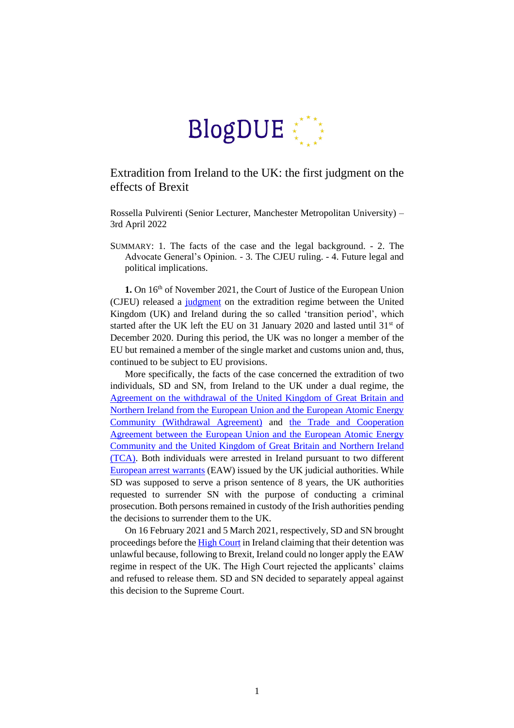BlogDUE

# Extradition from Ireland to the UK: the first judgment on the effects of Brexit

Rossella Pulvirenti (Senior Lecturer, Manchester Metropolitan University) – 3rd April 2022

SUMMARY: 1. The facts of the case and the legal background. - 2. The Advocate General's Opinion. - 3. The CJEU ruling. - 4. Future legal and political implications.

**1.** On 16th of November 2021, the Court of Justice of the European Union (CJEU) released a judgment on the extradition regime between the United Kingdom (UK) and Ireland during the so called 'transition period', which started after the UK left the EU on 31 January 2020 and lasted until 31st of December 2020. During this period, the UK was no longer a member of the EU but remained a member of the single market and customs union and, thus, continued to be subject to EU provisions.

More specifically, the facts of the case concerned the extradition of two individuals, SD and SN, from Ireland to the UK under a dual regime, the Agreement on the withdrawal of the United Kingdom of Great Britain and Northern Ireland from the European Union and the European Atomic Energy Community (Withdrawal Agreement) and the Trade and Cooperation Agreement between the European Union and the European Atomic Energy Community and the United Kingdom of Great Britain and Northern Ireland (TCA). Both individuals were arrested in Ireland pursuant to two different European arrest warrants (EAW) issued by the UK judicial authorities. While SD was supposed to serve a prison sentence of 8 years, the UK authorities requested to surrender SN with the purpose of conducting a criminal prosecution. Both persons remained in custody of the Irish authorities pending the decisions to surrender them to the UK.

On 16 February 2021 and 5 March 2021, respectively, SD and SN brought proceedings before the High Court in Ireland claiming that their detention was unlawful because, following to Brexit, Ireland could no longer apply the EAW regime in respect of the UK. The High Court rejected the applicants' claims and refused to release them. SD and SN decided to separately appeal against this decision to the Supreme Court.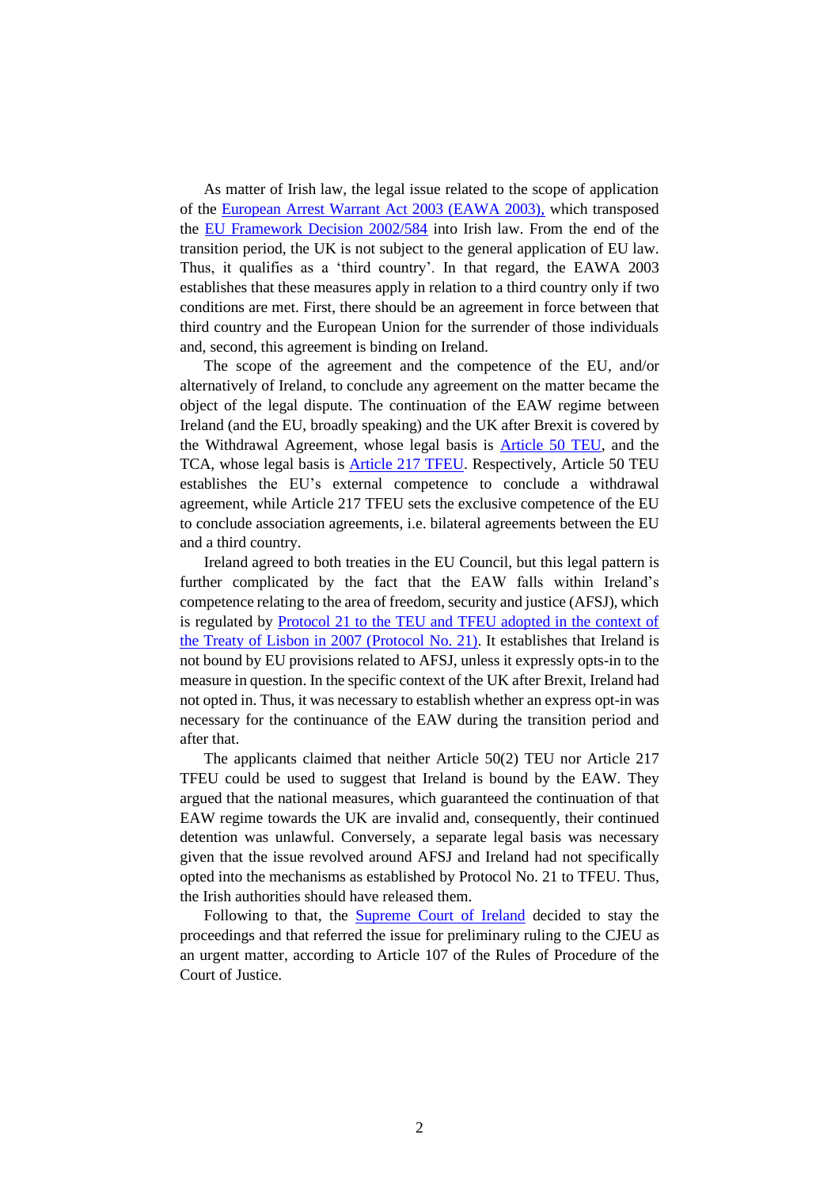As matter of Irish law, the legal issue related to the scope of application of the European Arrest Warrant Act 2003 (EAWA 2003), which transposed the EU Framework Decision 2002/584 into Irish law. From the end of the transition period, the UK is not subject to the general application of EU law. Thus, it qualifies as a 'third country'. In that regard, the EAWA 2003 establishes that these measures apply in relation to a third country only if two conditions are met. First, there should be an agreement in force between that third country and the European Union for the surrender of those individuals and, second, this agreement is binding on Ireland.

The scope of the agreement and the competence of the EU, and/or alternatively of Ireland, to conclude any agreement on the matter became the object of the legal dispute. The continuation of the EAW regime between Ireland (and the EU, broadly speaking) and the UK after Brexit is covered by the Withdrawal Agreement, whose legal basis is Article 50 TEU, and the TCA, whose legal basis is Article 217 TFEU. Respectively, Article 50 TEU establishes the EU's external competence to conclude a withdrawal agreement, while Article 217 TFEU sets the exclusive competence of the EU to conclude association agreements, i.e. bilateral agreements between the EU and a third country.

Ireland agreed to both treaties in the EU Council, but this legal pattern is further complicated by the fact that the EAW falls within Ireland's competence relating to the area of freedom, security and justice (AFSJ), which is regulated by Protocol 21 to the TEU and TFEU adopted in the context of the Treaty of Lisbon in 2007 (Protocol No. 21). It establishes that Ireland is not bound by EU provisions related to AFSJ, unless it expressly opts-in to the measure in question. In the specific context of the UK after Brexit, Ireland had not opted in. Thus, it was necessary to establish whether an express opt-in was necessary for the continuance of the EAW during the transition period and after that.

The applicants claimed that neither Article 50(2) TEU nor Article 217 TFEU could be used to suggest that Ireland is bound by the EAW. They argued that the national measures, which guaranteed the continuation of that EAW regime towards the UK are invalid and, consequently, their continued detention was unlawful. Conversely, a separate legal basis was necessary given that the issue revolved around AFSJ and Ireland had not specifically opted into the mechanisms as established by Protocol No. 21 to TFEU. Thus, the Irish authorities should have released them.

Following to that, the Supreme Court of Ireland decided to stay the proceedings and that referred the issue for preliminary ruling to the CJEU as an urgent matter, according to Article 107 of the Rules of Procedure of the Court of Justice.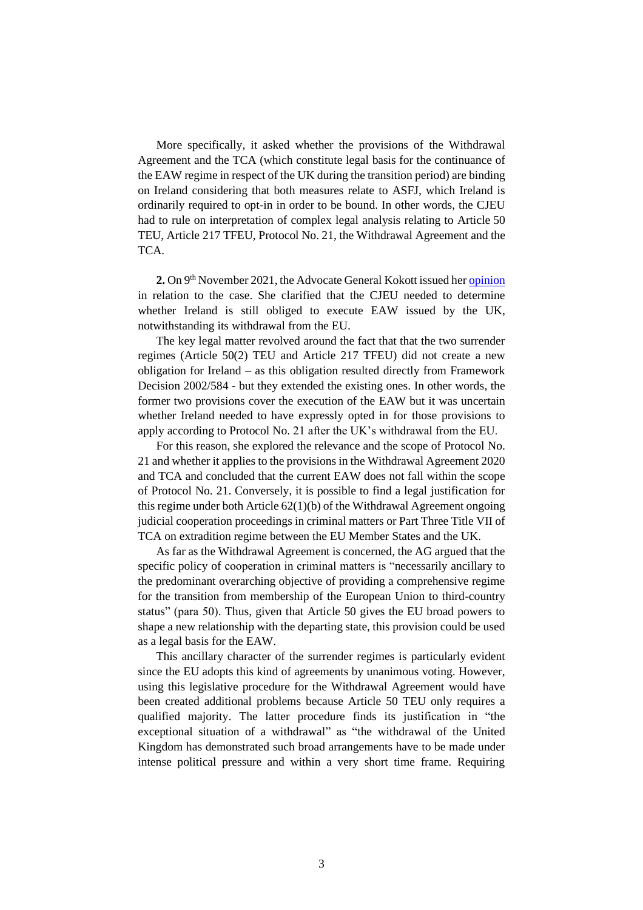More specifically, it asked whether the provisions of the Withdrawal Agreement and the TCA (which constitute legal basis for the continuance of the EAW regime in respect of the UK during the transition period) are binding on Ireland considering that both measures relate to ASFJ, which Ireland is ordinarily required to opt-in in order to be bound. In other words, the CJEU had to rule on interpretation of complex legal analysis relating to Article 50 TEU, Article 217 TFEU, Protocol No. 21, the Withdrawal Agreement and the TCA.

**2.** On 9th November 2021, the Advocate General Kokott issued her opinion in relation to the case. She clarified that the CJEU needed to determine whether Ireland is still obliged to execute EAW issued by the UK, notwithstanding its withdrawal from the EU.

The key legal matter revolved around the fact that that the two surrender regimes (Article 50(2) TEU and Article 217 TFEU) did not create a new obligation for Ireland – as this obligation resulted directly from Framework Decision 2002/584 - but they extended the existing ones. In other words, the former two provisions cover the execution of the EAW but it was uncertain whether Ireland needed to have expressly opted in for those provisions to apply according to Protocol No. 21 after the UK's withdrawal from the EU.

For this reason, she explored the relevance and the scope of Protocol No. 21 and whether it applies to the provisions in the Withdrawal Agreement 2020 and TCA and concluded that the current EAW does not fall within the scope of Protocol No. 21. Conversely, it is possible to find a legal justification for this regime under both Article 62(1)(b) of the Withdrawal Agreement ongoing judicial cooperation proceedings in criminal matters or Part Three Title VII of TCA on extradition regime between the EU Member States and the UK.

As far as the Withdrawal Agreement is concerned, the AG argued that the specific policy of cooperation in criminal matters is "necessarily ancillary to the predominant overarching objective of providing a comprehensive regime for the transition from membership of the European Union to third-country status" (para 50). Thus, given that Article 50 gives the EU broad powers to shape a new relationship with the departing state, this provision could be used as a legal basis for the EAW.

This ancillary character of the surrender regimes is particularly evident since the EU adopts this kind of agreements by unanimous voting. However, using this legislative procedure for the Withdrawal Agreement would have been created additional problems because Article 50 TEU only requires a qualified majority. The latter procedure finds its justification in "the exceptional situation of a withdrawal" as "the withdrawal of the United Kingdom has demonstrated such broad arrangements have to be made under intense political pressure and within a very short time frame. Requiring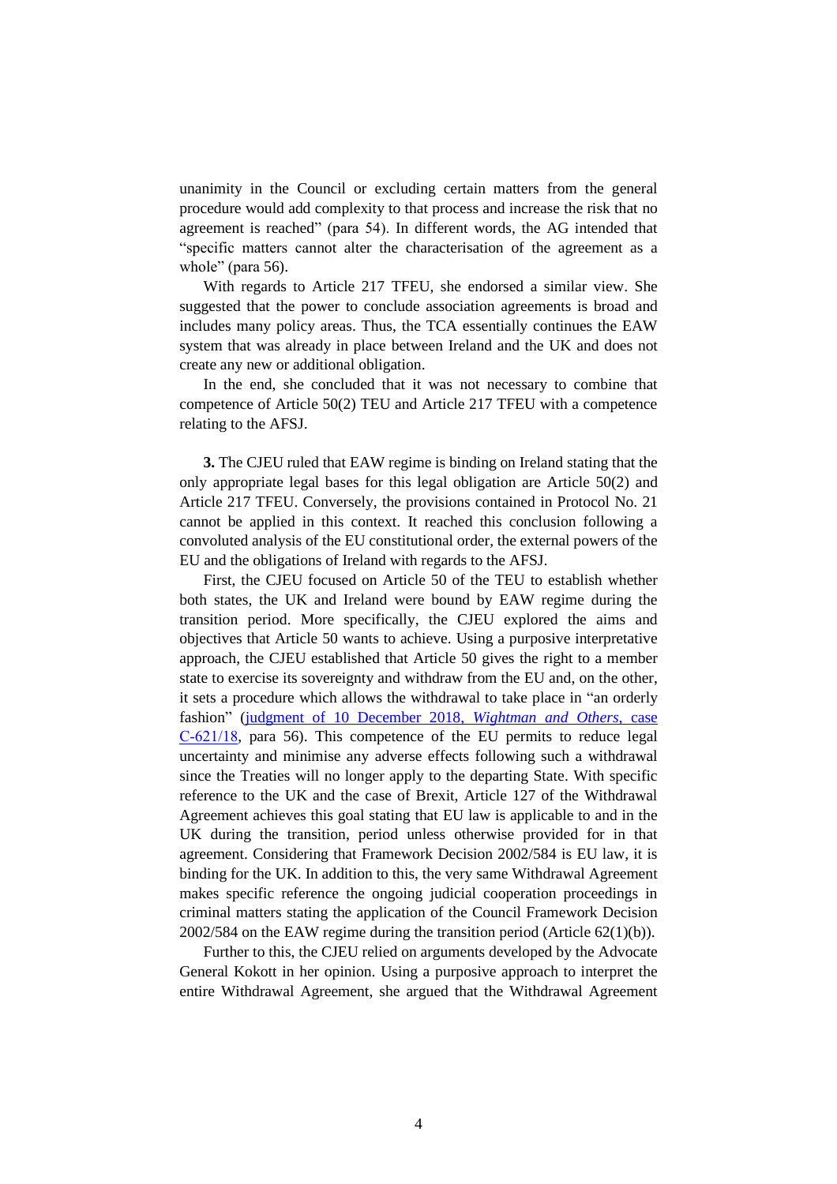unanimity in the Council or excluding certain matters from the general procedure would add complexity to that process and increase the risk that no agreement is reached" (para 54). In different words, the AG intended that "specific matters cannot alter the characterisation of the agreement as a whole" (para 56).

With regards to Article 217 TFEU, she endorsed a similar view. She suggested that the power to conclude association agreements is broad and includes many policy areas. Thus, the TCA essentially continues the EAW system that was already in place between Ireland and the UK and does not create any new or additional obligation.

In the end, she concluded that it was not necessary to combine that competence of Article 50(2) TEU and Article 217 TFEU with a competence relating to the AFSJ.

**3.** The CJEU ruled that EAW regime is binding on Ireland stating that the only appropriate legal bases for this legal obligation are Article 50(2) and Article 217 TFEU. Conversely, the provisions contained in Protocol No. 21 cannot be applied in this context. It reached this conclusion following a convoluted analysis of the EU constitutional order, the external powers of the EU and the obligations of Ireland with regards to the AFSJ.

First, the CJEU focused on Article 50 of the TEU to establish whether both states, the UK and Ireland were bound by EAW regime during the transition period. More specifically, the CJEU explored the aims and objectives that Article 50 wants to achieve. Using a purposive interpretative approach, the CJEU established that Article 50 gives the right to a member state to exercise its sovereignty and withdraw from the EU and, on the other, it sets a procedure which allows the withdrawal to take place in "an orderly fashion" ([judgment of 10 December 2018, *Wightman and Others*, case C-621/18](), para 56). This competence of the EU permits to reduce legal uncertainty and minimise any adverse effects following such a withdrawal since the Treaties will no longer apply to the departing State. With specific reference to the UK and the case of Brexit, Article 127 of the Withdrawal Agreement achieves this goal stating that EU law is applicable to and in the UK during the transition, period unless otherwise provided for in that agreement. Considering that Framework Decision 2002/584 is EU law, it is binding for the UK. In addition to this, the very same Withdrawal Agreement makes specific reference the ongoing judicial cooperation proceedings in criminal matters stating the application of the Council Framework Decision 2002/584 on the EAW regime during the transition period (Article 62(1)(b)).

Further to this, the CJEU relied on arguments developed by the Advocate General Kokott in her opinion. Using a purposive approach to interpret the entire Withdrawal Agreement, she argued that the Withdrawal Agreement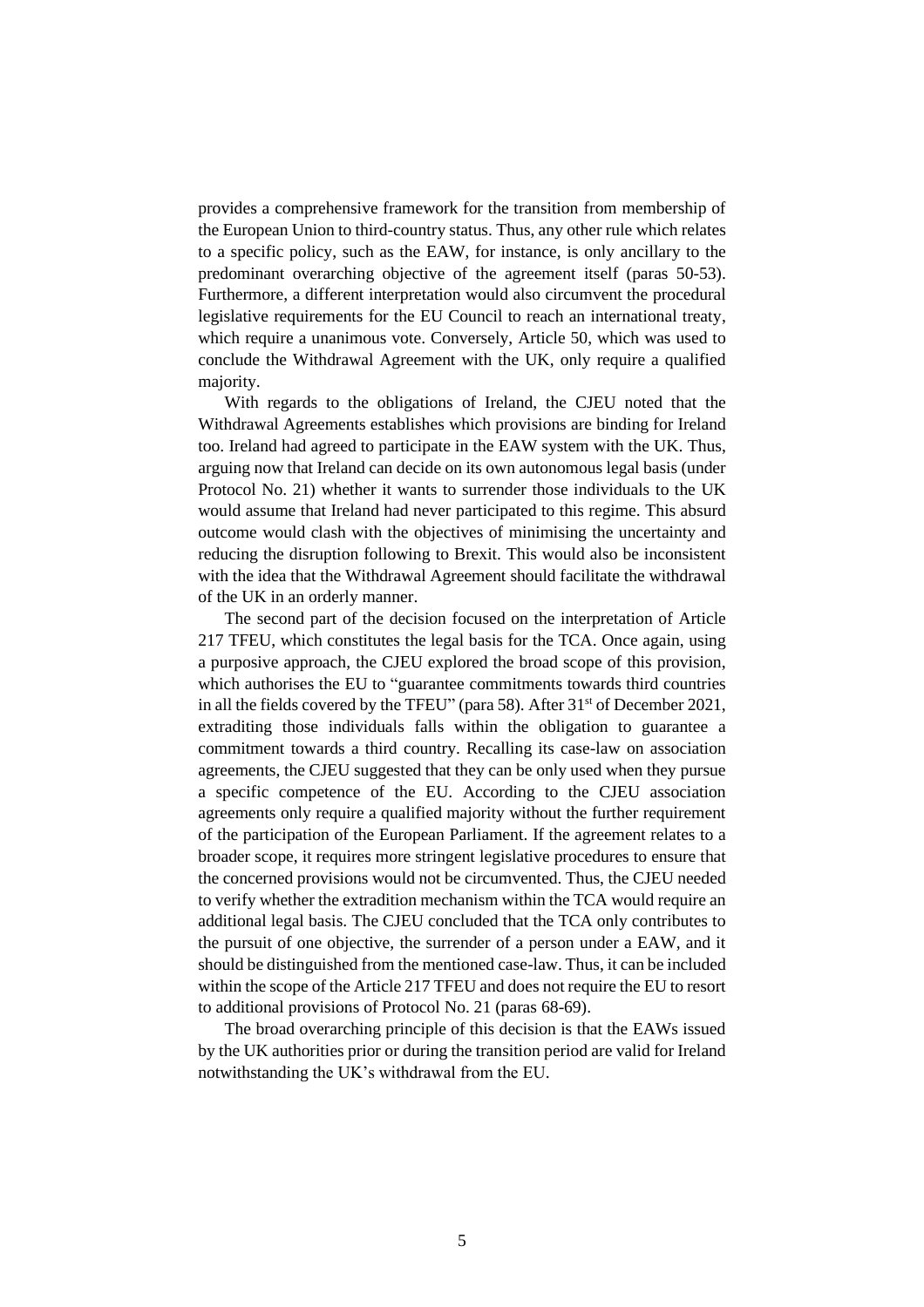provides a comprehensive framework for the transition from membership of the European Union to third-country status. Thus, any other rule which relates to a specific policy, such as the EAW, for instance, is only ancillary to the predominant overarching objective of the agreement itself (paras 50-53). Furthermore, a different interpretation would also circumvent the procedural legislative requirements for the EU Council to reach an international treaty, which require a unanimous vote. Conversely, Article 50, which was used to conclude the Withdrawal Agreement with the UK, only require a qualified majority.

With regards to the obligations of Ireland, the CJEU noted that the Withdrawal Agreements establishes which provisions are binding for Ireland too. Ireland had agreed to participate in the EAW system with the UK. Thus, arguing now that Ireland can decide on its own autonomous legal basis (under Protocol No. 21) whether it wants to surrender those individuals to the UK would assume that Ireland had never participated to this regime. This absurd outcome would clash with the objectives of minimising the uncertainty and reducing the disruption following to Brexit. This would also be inconsistent with the idea that the Withdrawal Agreement should facilitate the withdrawal of the UK in an orderly manner.

The second part of the decision focused on the interpretation of Article 217 TFEU, which constitutes the legal basis for the TCA. Once again, using a purposive approach, the CJEU explored the broad scope of this provision, which authorises the EU to "guarantee commitments towards third countries in all the fields covered by the TFEU" (para 58). After 31st of December 2021, extraditing those individuals falls within the obligation to guarantee a commitment towards a third country. Recalling its case-law on association agreements, the CJEU suggested that they can be only used when they pursue a specific competence of the EU. According to the CJEU association agreements only require a qualified majority without the further requirement of the participation of the European Parliament. If the agreement relates to a broader scope, it requires more stringent legislative procedures to ensure that the concerned provisions would not be circumvented. Thus, the CJEU needed to verify whether the extradition mechanism within the TCA would require an additional legal basis. The CJEU concluded that the TCA only contributes to the pursuit of one objective, the surrender of a person under a EAW, and it should be distinguished from the mentioned case-law. Thus, it can be included within the scope of the Article 217 TFEU and does not require the EU to resort to additional provisions of Protocol No. 21 (paras 68-69).

The broad overarching principle of this decision is that the EAWs issued by the UK authorities prior or during the transition period are valid for Ireland notwithstanding the UK's withdrawal from the EU.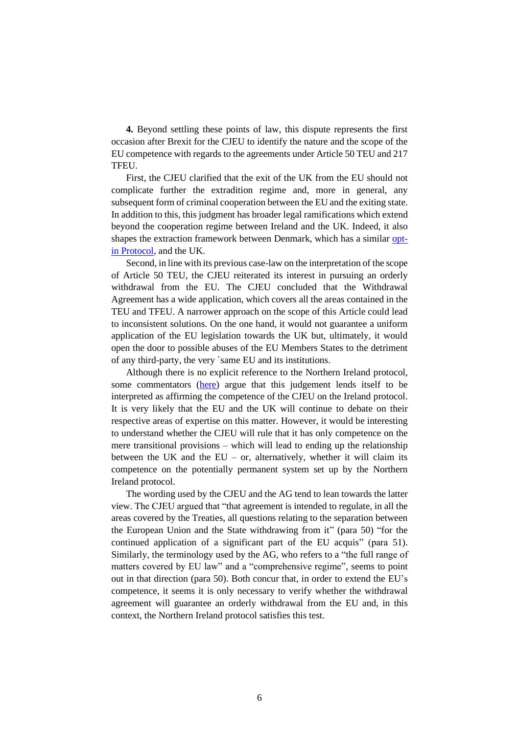**4.** Beyond settling these points of law, this dispute represents the first occasion after Brexit for the CJEU to identify the nature and the scope of the EU competence with regards to the agreements under Article 50 TEU and 217 TFEU.

First, the CJEU clarified that the exit of the UK from the EU should not complicate further the extradition regime and, more in general, any subsequent form of criminal cooperation between the EU and the exiting state. In addition to this, this judgment has broader legal ramifications which extend beyond the cooperation regime between Ireland and the UK. Indeed, it also shapes the extraction framework between Denmark, which has a similar opt-in Protocol, and the UK.

Second, in line with its previous case-law on the interpretation of the scope of Article 50 TEU, the CJEU reiterated its interest in pursuing an orderly withdrawal from the EU. The CJEU concluded that the Withdrawal Agreement has a wide application, which covers all the areas contained in the TEU and TFEU. A narrower approach on the scope of this Article could lead to inconsistent solutions. On the one hand, it would not guarantee a uniform application of the EU legislation towards the UK but, ultimately, it would open the door to possible abuses of the EU Members States to the detriment of any third-party, the very `same EU and its institutions.

Although there is no explicit reference to the Northern Ireland protocol, some commentators (here) argue that this judgement lends itself to be interpreted as affirming the competence of the CJEU on the Ireland protocol. It is very likely that the EU and the UK will continue to debate on their respective areas of expertise on this matter. However, it would be interesting to understand whether the CJEU will rule that it has only competence on the mere transitional provisions – which will lead to ending up the relationship between the UK and the EU – or, alternatively, whether it will claim its competence on the potentially permanent system set up by the Northern Ireland protocol.

The wording used by the CJEU and the AG tend to lean towards the latter view. The CJEU argued that "that agreement is intended to regulate, in all the areas covered by the Treaties, all questions relating to the separation between the European Union and the State withdrawing from it" (para 50) "for the continued application of a significant part of the EU acquis" (para 51). Similarly, the terminology used by the AG, who refers to a "the full range of matters covered by EU law" and a "comprehensive regime", seems to point out in that direction (para 50). Both concur that, in order to extend the EU's competence, it seems it is only necessary to verify whether the withdrawal agreement will guarantee an orderly withdrawal from the EU and, in this context, the Northern Ireland protocol satisfies this test.